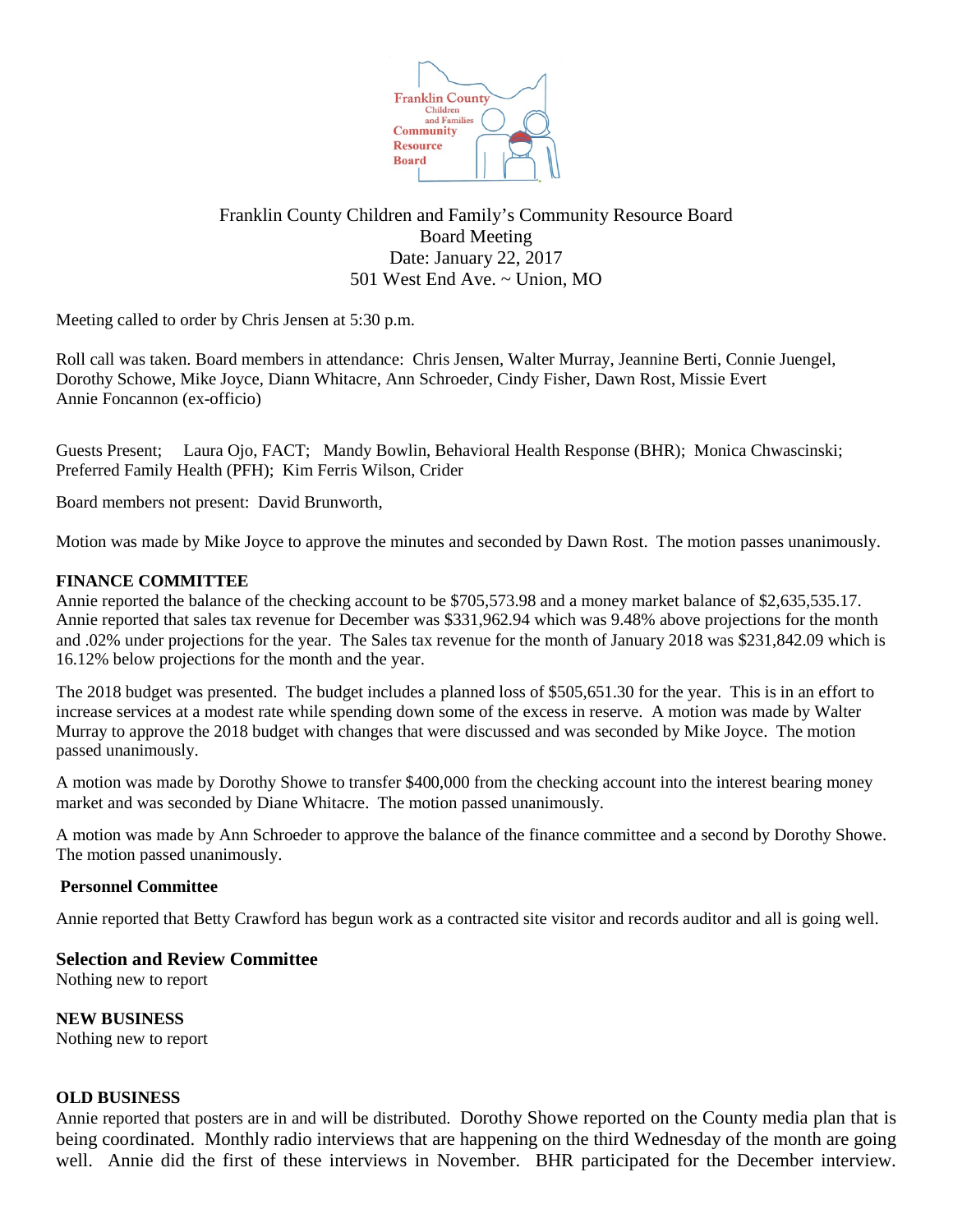Franklin County Children and Family's Community Resource Board
Board Meeting
Date: January 22, 2017
501 West End Ave. ~ Union, MO

Meeting called to order by Chris Jensen at 5:30 p.m.

Roll call was taken. Board members in attendance: Chris Jensen, Walter Murray, Jeannine Berti, Connie Juengel, Dorothy Schowe, Mike Joyce, Diann Whitacre, Ann Schroeder, Cindy Fisher, Dawn Rost, Missie Evert
Annie Foncannon (ex-officio)

Guests Present; Laura Ojo, FACT; Mandy Bowlin, Behavioral Health Response (BHR); Monica Chwascinski; Preferred Family Health (PFH); Kim Ferris Wilson, Crider

Board members not present: David Brunworth,

Motion was made by Mike Joyce to approve the minutes and seconded by Dawn Rost. The motion passes unanimously.

**FINANCE COMMITTEE**

Annie reported the balance of the checking account to be $705,573.98 and a money market balance of $2,635,535.17. Annie reported that sales tax revenue for December was $331,962.94 which was 9.48% above projections for the month and .02% under projections for the year. The Sales tax revenue for the month of January 2018 was $231,842.09 which is 16.12% below projections for the month and the year.

The 2018 budget was presented. The budget includes a planned loss of $505,651.30 for the year. This is in an effort to increase services at a modest rate while spending down some of the excess in reserve. A motion was made by Walter Murray to approve the 2018 budget with changes that were discussed and was seconded by Mike Joyce. The motion passed unanimously.

A motion was made by Dorothy Showe to transfer $400,000 from the checking account into the interest bearing money market and was seconded by Diane Whitacre. The motion passed unanimously.

A motion was made by Ann Schroeder to approve the balance of the finance committee and a second by Dorothy Showe. The motion passed unanimously.

**Personnel Committee**

Annie reported that Betty Crawford has begun work as a contracted site visitor and records auditor and all is going well.

**Selection and Review Committee**

Nothing new to report

**NEW BUSINESS**

Nothing new to report

**OLD BUSINESS**

Annie reported that posters are in and will be distributed. Dorothy Showe reported on the County media plan that is being coordinated. Monthly radio interviews that are happening on the third Wednesday of the month are going well. Annie did the first of these interviews in November. BHR participated for the December interview.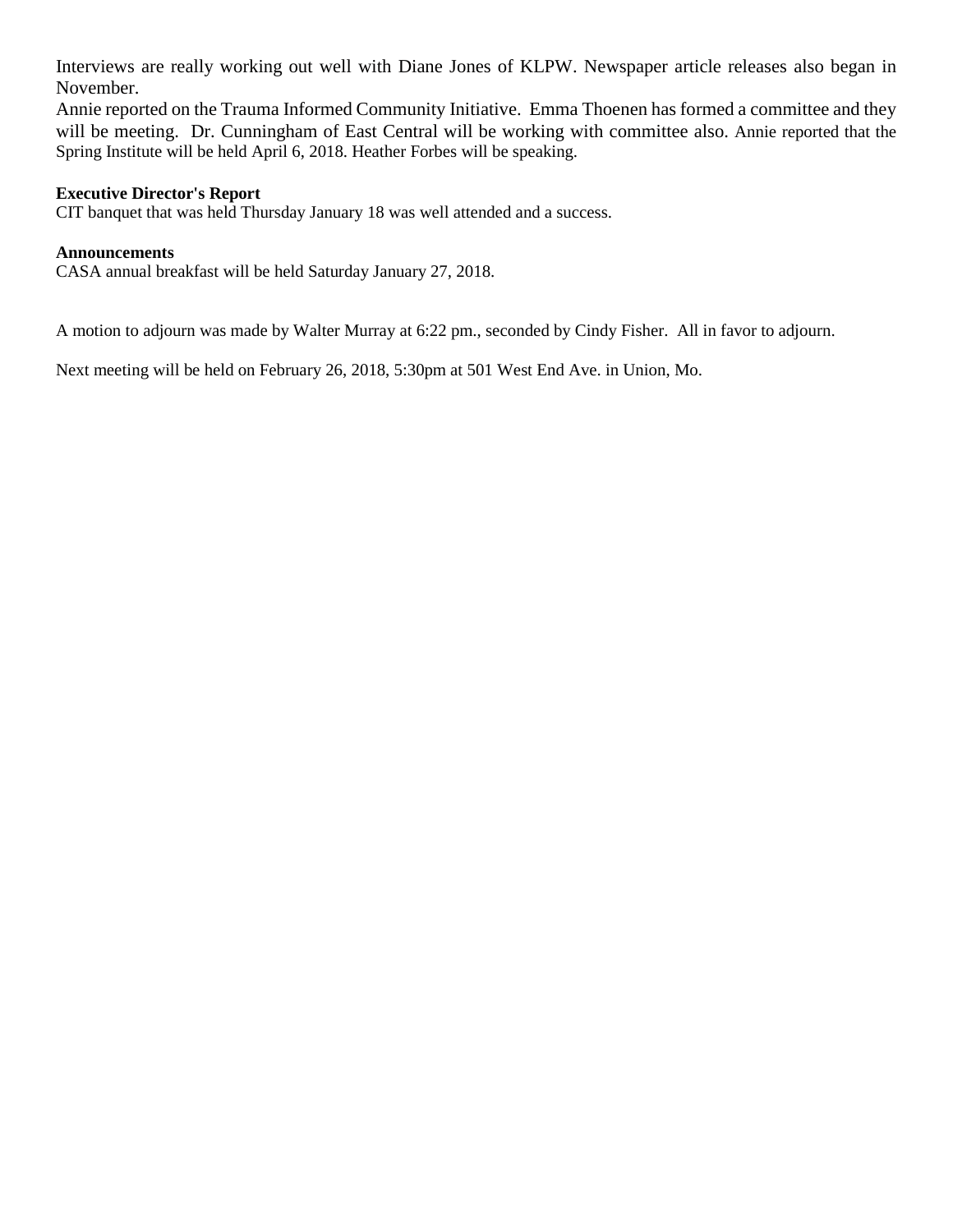Interviews are really working out well with Diane Jones of KLPW. Newspaper article releases also began in November.

Annie reported on the Trauma Informed Community Initiative. Emma Thoenen has formed a committee and they will be meeting. Dr. Cunningham of East Central will be working with committee also. Annie reported that the Spring Institute will be held April 6, 2018. Heather Forbes will be speaking.

**Executive Director's Report**

CIT banquet that was held Thursday January 18 was well attended and a success.

**Announcements**

CASA annual breakfast will be held Saturday January 27, 2018.

A motion to adjourn was made by Walter Murray at 6:22 pm., seconded by Cindy Fisher. All in favor to adjourn.

Next meeting will be held on February 26, 2018, 5:30pm at 501 West End Ave. in Union, Mo.